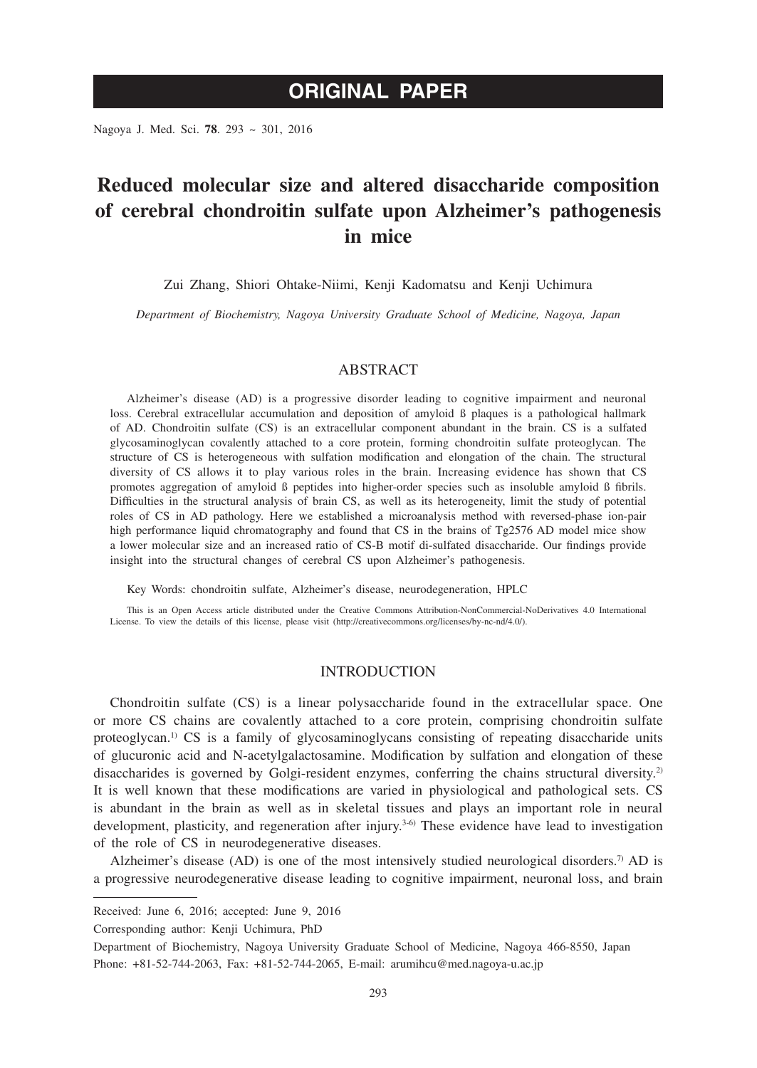# ORIGINAL PAPER

# Reduced molecular size and altered disaccharide composition of cerebral chondroitin sulfate upon Alzheimer's pathogenesis in mice

Zui Zhang, Shiori Ohtake-Niimi, Kenji Kadomatsu and Kenji Uchimura

*Department of Biochemistry, Nagoya University Graduate School of Medicine, Nagoya, Japan*

## ABSTRACT

Alzheimer's disease (AD) is a progressive disorder leading to cognitive impairment and neuronal loss. Cerebral extracellular accumulation and deposition of amyloid ß plaques is a pathological hallmark of AD. Chondroitin sulfate (CS) is an extracellular component abundant in the brain. CS is a sulfated glycosaminoglycan covalently attached to a core protein, forming chondroitin sulfate proteoglycan. The structure of CS is heterogeneous with sulfation modification and elongation of the chain. The structural diversity of CS allows it to play various roles in the brain. Increasing evidence has shown that CS promotes aggregation of amyloid ß peptides into higher-order species such as insoluble amyloid ß fibrils. Difficulties in the structural analysis of brain CS, as well as its heterogeneity, limit the study of potential roles of CS in AD pathology. Here we established a microanalysis method with reversed-phase ion-pair high performance liquid chromatography and found that CS in the brains of Tg2576 AD model mice show a lower molecular size and an increased ratio of CS-B motif di-sulfated disaccharide. Our findings provide insight into the structural changes of cerebral CS upon Alzheimer's pathogenesis.

Key Words: chondroitin sulfate, Alzheimer's disease, neurodegeneration, HPLC

This is an Open Access article distributed under the Creative Commons Attribution-NonCommercial-NoDerivatives 4.0 International License. To view the details of this license, please visit (http://creativecommons.org/licenses/by-nc-nd/4.0/).

## INTRODUCTION

Chondroitin sulfate (CS) is a linear polysaccharide found in the extracellular space. One or more CS chains are covalently attached to a core protein, comprising chondroitin sulfate proteoglycan.[1] CS is a family of glycosaminoglycans consisting of repeating disaccharide units of glucuronic acid and N-acetylgalactosamine. Modification by sulfation and elongation of these disaccharides is governed by Golgi-resident enzymes, conferring the chains structural diversity.[2] It is well known that these modifications are varied in physiological and pathological sets. CS is abundant in the brain as well as in skeletal tissues and plays an important role in neural development, plasticity, and regeneration after injury.[3-6] These evidence have lead to investigation of the role of CS in neurodegenerative diseases.

Alzheimer's disease (AD) is one of the most intensively studied neurological disorders.[7] AD is a progressive neurodegenerative disease leading to cognitive impairment, neuronal loss, and brain

---

Received: June 6, 2016; accepted: June 9, 2016

Corresponding author: Kenji Uchimura, PhD

Department of Biochemistry, Nagoya University Graduate School of Medicine, Nagoya 466-8550, Japan
Phone: +81-52-744-2063, Fax: +81-52-744-2065, E-mail: arumihcu@med.nagoya-u.ac.jp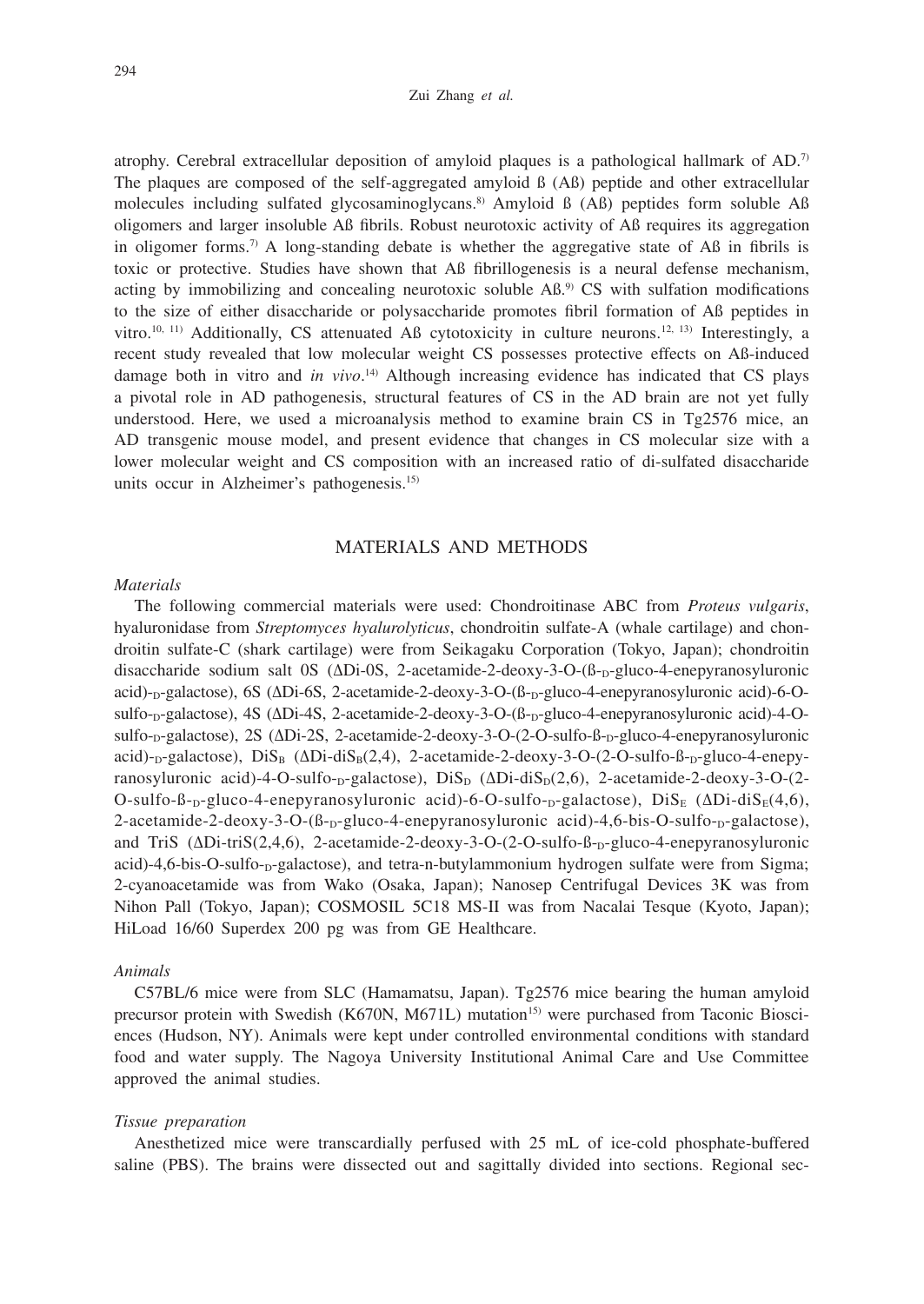atrophy. Cerebral extracellular deposition of amyloid plaques is a pathological hallmark of AD.[7] The plaques are composed of the self-aggregated amyloid ß (Aß) peptide and other extracellular molecules including sulfated glycosaminoglycans.[8] Amyloid ß (Aß) peptides form soluble Aß oligomers and larger insoluble Aß fibrils. Robust neurotoxic activity of Aß requires its aggregation in oligomer forms.[7] A long-standing debate is whether the aggregative state of Aß in fibrils is toxic or protective. Studies have shown that Aß fibrillogenesis is a neural defense mechanism, acting by immobilizing and concealing neurotoxic soluble Aß.[9] CS with sulfation modifications to the size of either disaccharide or polysaccharide promotes fibril formation of Aß peptides in vitro.[10, 11] Additionally, CS attenuated Aß cytotoxicity in culture neurons.[12, 13] Interestingly, a recent study revealed that low molecular weight CS possesses protective effects on Aß-induced damage both in vitro and *in vivo*.[14] Although increasing evidence has indicated that CS plays a pivotal role in AD pathogenesis, structural features of CS in the AD brain are not yet fully understood. Here, we used a microanalysis method to examine brain CS in Tg2576 mice, an AD transgenic mouse model, and present evidence that changes in CS molecular size with a lower molecular weight and CS composition with an increased ratio of di-sulfated disaccharide units occur in Alzheimer's pathogenesis.[15]

## MATERIALS AND METHODS

### *Materials*

The following commercial materials were used: Chondroitinase ABC from *Proteus vulgaris*, hyaluronidase from *Streptomyces hyalurolyticus*, chondroitin sulfate-A (whale cartilage) and chondroitin sulfate-C (shark cartilage) were from Seikagaku Corporation (Tokyo, Japan); chondroitin disaccharide sodium salt 0S (ΔDi-0S, 2-acetamide-2-deoxy-3-O-(ß-$_D$-gluco-4-enepyranosyluronic acid)-$_D$-galactose), 6S (ΔDi-6S, 2-acetamide-2-deoxy-3-O-(ß-$_D$-gluco-4-enepyranosyluronic acid)-6-O-sulfo-$_D$-galactose), 4S (ΔDi-4S, 2-acetamide-2-deoxy-3-O-(ß-$_D$-gluco-4-enepyranosyluronic acid)-4-O-sulfo-$_D$-galactose), 2S (ΔDi-2S, 2-acetamide-2-deoxy-3-O-(2-O-sulfo-ß-$_D$-gluco-4-enepyranosyluronic acid)-$_D$-galactose), $DiS_B$ (ΔDi-di$S_B$(2,4), 2-acetamide-2-deoxy-3-O-(2-O-sulfo-ß-$_D$-gluco-4-enepyranosyluronic acid)-4-O-sulfo-$_D$-galactose), $DiS_D$ (ΔDi-di$S_D$(2,6), 2-acetamide-2-deoxy-3-O-(2-O-sulfo-ß-$_D$-gluco-4-enepyranosyluronic acid)-6-O-sulfo-$_D$-galactose), $DiS_E$ (ΔDi-di$S_E$(4,6), 2-acetamide-2-deoxy-3-O-(ß-$_D$-gluco-4-enepyranosyluronic acid)-4,6-bis-O-sulfo-$_D$-galactose), and TriS (ΔDi-triS(2,4,6), 2-acetamide-2-deoxy-3-O-(2-O-sulfo-ß-$_D$-gluco-4-enepyranosyluronic acid)-4,6-bis-O-sulfo-$_D$-galactose), and tetra-n-butylammonium hydrogen sulfate were from Sigma; 2-cyanoacetamide was from Wako (Osaka, Japan); Nanosep Centrifugal Devices 3K was from Nihon Pall (Tokyo, Japan); COSMOSIL 5C18 MS-II was from Nacalai Tesque (Kyoto, Japan); HiLoad 16/60 Superdex 200 pg was from GE Healthcare.

### *Animals*

C57BL/6 mice were from SLC (Hamamatsu, Japan). Tg2576 mice bearing the human amyloid precursor protein with Swedish (K670N, M671L) mutation[15] were purchased from Taconic Biosciences (Hudson, NY). Animals were kept under controlled environmental conditions with standard food and water supply. The Nagoya University Institutional Animal Care and Use Committee approved the animal studies.

### *Tissue preparation*

Anesthetized mice were transcardially perfused with 25 mL of ice-cold phosphate-buffered saline (PBS). The brains were dissected out and sagittally divided into sections. Regional sec-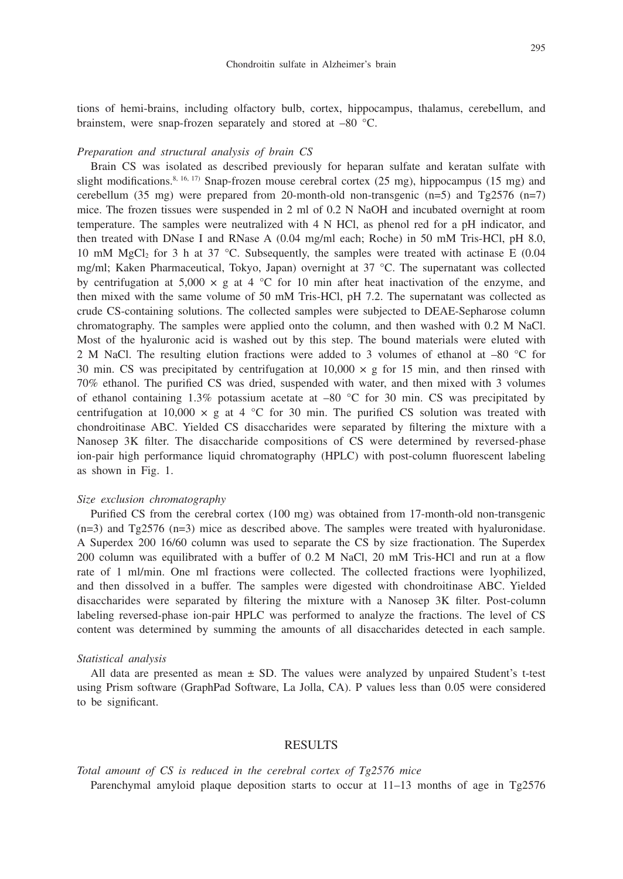tions of hemi-brains, including olfactory bulb, cortex, hippocampus, thalamus, cerebellum, and brainstem, were snap-frozen separately and stored at –80 °C.

*Preparation and structural analysis of brain CS*

Brain CS was isolated as described previously for heparan sulfate and keratan sulfate with slight modifications.[8, 16, 17] Snap-frozen mouse cerebral cortex (25 mg), hippocampus (15 mg) and cerebellum (35 mg) were prepared from 20-month-old non-transgenic (n=5) and Tg2576 (n=7) mice. The frozen tissues were suspended in 2 ml of 0.2 N NaOH and incubated overnight at room temperature. The samples were neutralized with 4 N HCl, as phenol red for a pH indicator, and then treated with DNase I and RNase A (0.04 mg/ml each; Roche) in 50 mM Tris-HCl, pH 8.0, 10 mM $MgCl_2$ for 3 h at 37 °C. Subsequently, the samples were treated with actinase E (0.04 mg/ml; Kaken Pharmaceutical, Tokyo, Japan) overnight at 37 °C. The supernatant was collected by centrifugation at 5,000 × g at 4 °C for 10 min after heat inactivation of the enzyme, and then mixed with the same volume of 50 mM Tris-HCl, pH 7.2. The supernatant was collected as crude CS-containing solutions. The collected samples were subjected to DEAE-Sepharose column chromatography. The samples were applied onto the column, and then washed with 0.2 M NaCl. Most of the hyaluronic acid is washed out by this step. The bound materials were eluted with 2 M NaCl. The resulting elution fractions were added to 3 volumes of ethanol at –80 °C for 30 min. CS was precipitated by centrifugation at 10,000 × g for 15 min, and then rinsed with 70% ethanol. The purified CS was dried, suspended with water, and then mixed with 3 volumes of ethanol containing 1.3% potassium acetate at –80 °C for 30 min. CS was precipitated by centrifugation at 10,000 × g at 4 °C for 30 min. The purified CS solution was treated with chondroitinase ABC. Yielded CS disaccharides were separated by filtering the mixture with a Nanosep 3K filter. The disaccharide compositions of CS were determined by reversed-phase ion-pair high performance liquid chromatography (HPLC) with post-column fluorescent labeling as shown in Fig. 1.

*Size exclusion chromatography*

Purified CS from the cerebral cortex (100 mg) was obtained from 17-month-old non-transgenic (n=3) and Tg2576 (n=3) mice as described above. The samples were treated with hyaluronidase. A Superdex 200 16/60 column was used to separate the CS by size fractionation. The Superdex 200 column was equilibrated with a buffer of 0.2 M NaCl, 20 mM Tris-HCl and run at a flow rate of 1 ml/min. One ml fractions were collected. The collected fractions were lyophilized, and then dissolved in a buffer. The samples were digested with chondroitinase ABC. Yielded disaccharides were separated by filtering the mixture with a Nanosep 3K filter. Post-column labeling reversed-phase ion-pair HPLC was performed to analyze the fractions. The level of CS content was determined by summing the amounts of all disaccharides detected in each sample.

*Statistical analysis*

All data are presented as mean ± SD. The values were analyzed by unpaired Student's t-test using Prism software (GraphPad Software, La Jolla, CA). P values less than 0.05 were considered to be significant.

## RESULTS

*Total amount of CS is reduced in the cerebral cortex of Tg2576 mice*

Parenchymal amyloid plaque deposition starts to occur at 11–13 months of age in Tg2576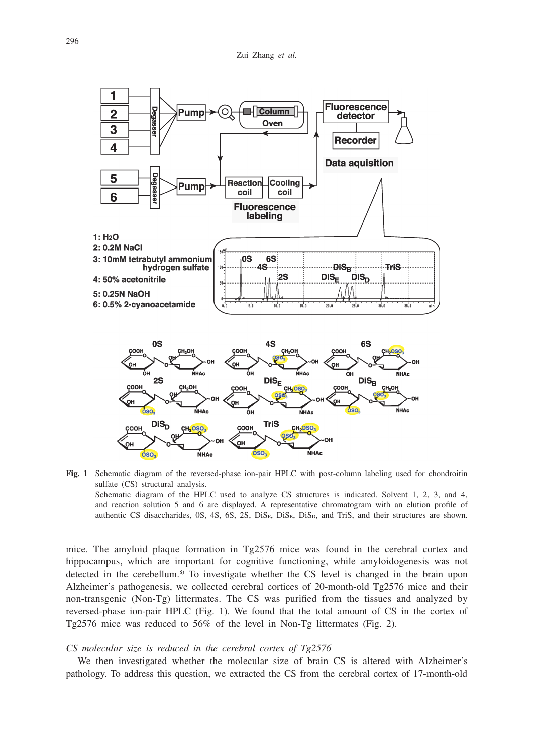**Fig. 1** Schematic diagram of the reversed-phase ion-pair HPLC with post-column labeling used for chondroitin sulfate (CS) structural analysis.
Schematic diagram of the HPLC used to analyze CS structures is indicated. Solvent 1, 2, 3, and 4, and reaction solution 5 and 6 are displayed. A representative chromatogram with an elution profile of authentic CS disaccharides, 0S, 4S, 6S, 2S, $DiS_E$, $DiS_B$, $DiS_D$, and TriS, and their structures are shown.

mice. The amyloid plaque formation in Tg2576 mice was found in the cerebral cortex and hippocampus, which are important for cognitive functioning, while amyloidogenesis was not detected in the cerebellum.[8] To investigate whether the CS level is changed in the brain upon Alzheimer's pathogenesis, we collected cerebral cortices of 20-month-old Tg2576 mice and their non-transgenic (Non-Tg) littermates. The CS was purified from the tissues and analyzed by reversed-phase ion-pair HPLC (Fig. 1). We found that the total amount of CS in the cortex of Tg2576 mice was reduced to 56% of the level in Non-Tg littermates (Fig. 2).

*CS molecular size is reduced in the cerebral cortex of Tg2576*

We then investigated whether the molecular size of brain CS is altered with Alzheimer's pathology. To address this question, we extracted the CS from the cerebral cortex of 17-month-old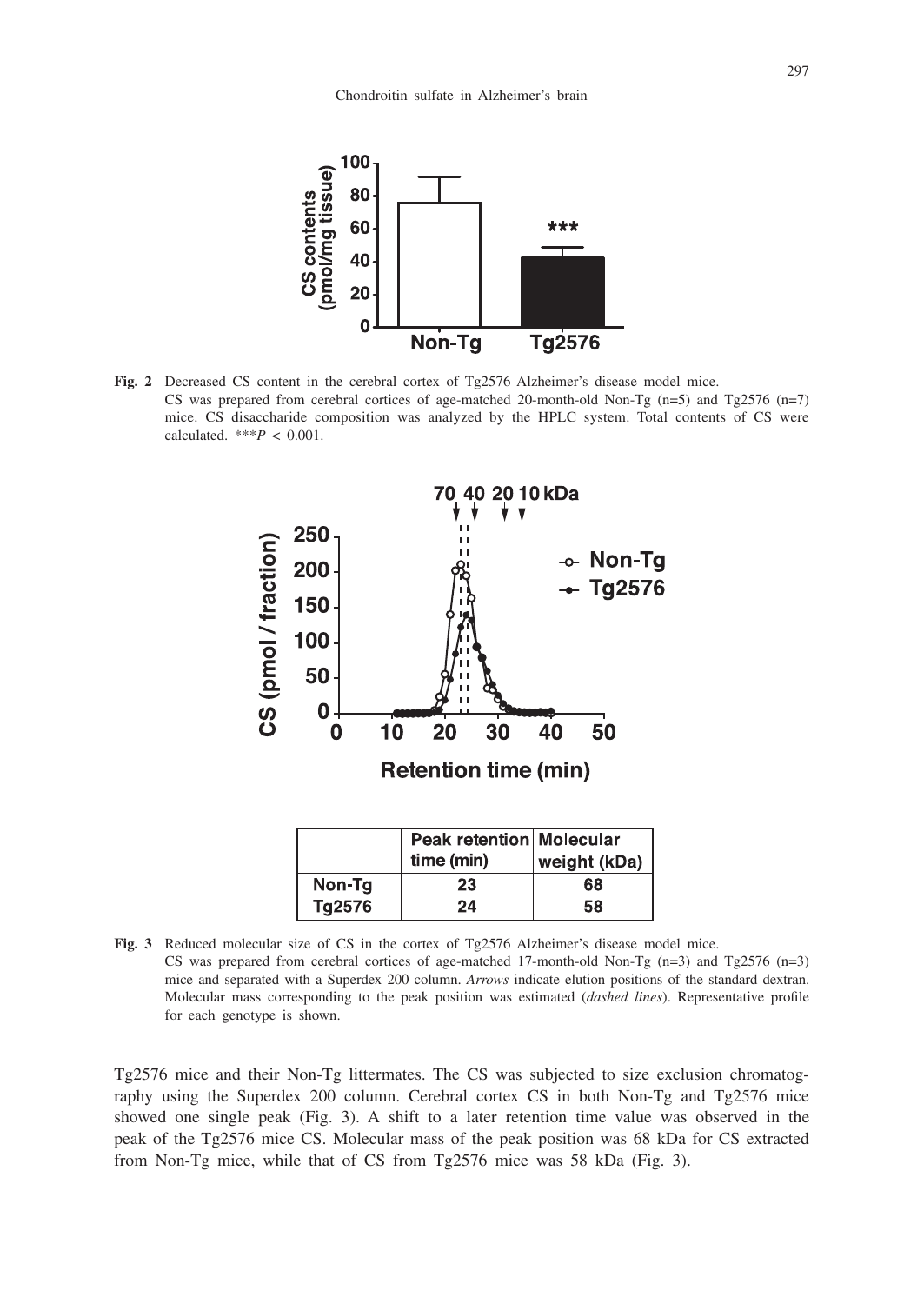**Fig. 2** Decreased CS content in the cerebral cortex of Tg2576 Alzheimer's disease model mice.
CS was prepared from cerebral cortices of age-matched 20-month-old Non-Tg (n=5) and Tg2576 (n=7) mice. CS disaccharide composition was analyzed by the HPLC system. Total contents of CS were calculated. ***$P < 0.001$.

| | Peak retention time (min) | Molecular weight (kDa) |
|---|---|---|
| Non-Tg | 23 | 68 |
| Tg2576 | 24 | 58 |

**Fig. 3** Reduced molecular size of CS in the cortex of Tg2576 Alzheimer's disease model mice.
CS was prepared from cerebral cortices of age-matched 17-month-old Non-Tg (n=3) and Tg2576 (n=3) mice and separated with a Superdex 200 column. *Arrows* indicate elution positions of the standard dextran. Molecular mass corresponding to the peak position was estimated (*dashed lines*). Representative profile for each genotype is shown.

Tg2576 mice and their Non-Tg littermates. The CS was subjected to size exclusion chromatography using the Superdex 200 column. Cerebral cortex CS in both Non-Tg and Tg2576 mice showed one single peak (Fig. 3). A shift to a later retention time value was observed in the peak of the Tg2576 mice CS. Molecular mass of the peak position was 68 kDa for CS extracted from Non-Tg mice, while that of CS from Tg2576 mice was 58 kDa (Fig. 3).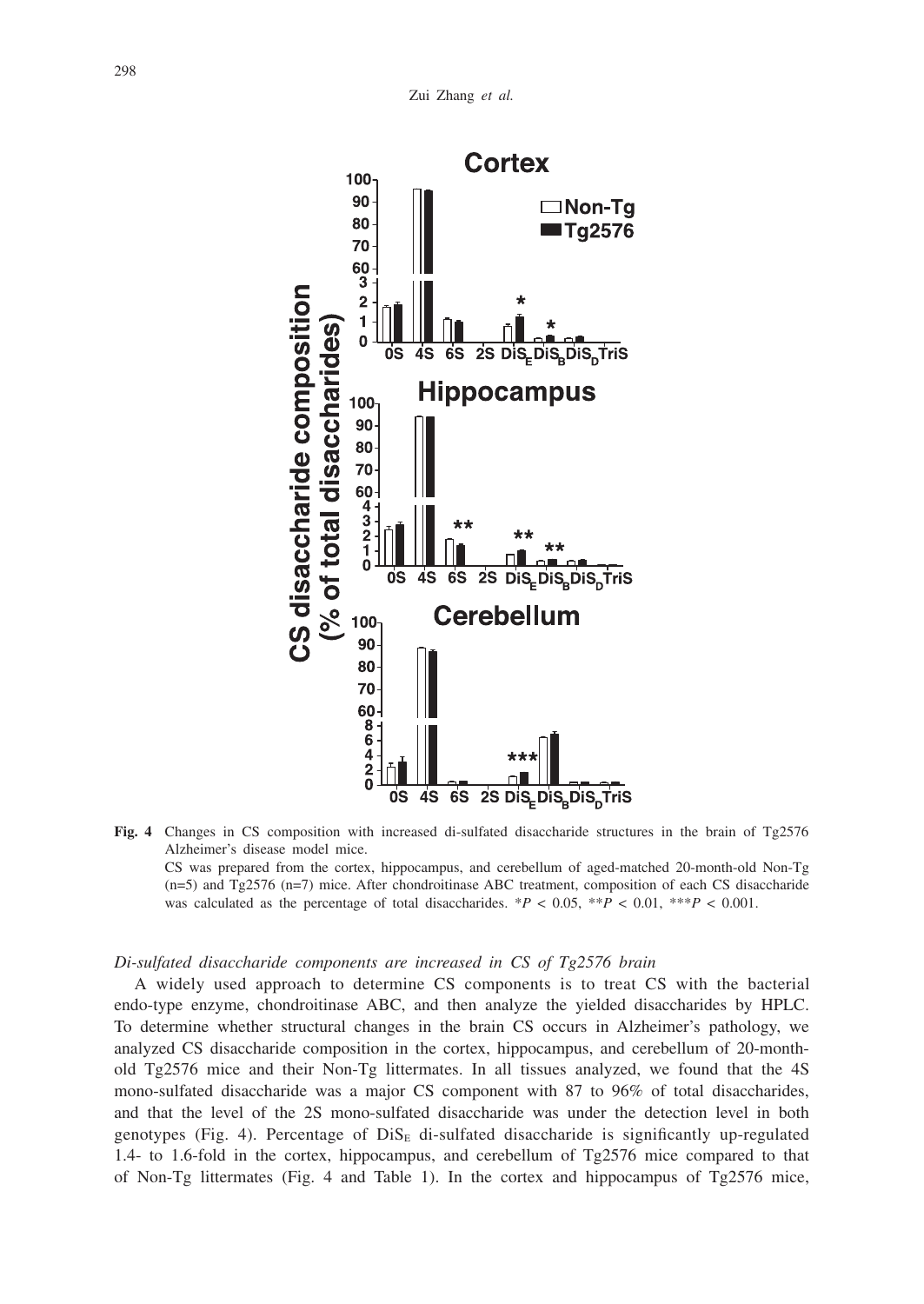**Fig. 4** Changes in CS composition with increased di-sulfated disaccharide structures in the brain of Tg2576 Alzheimer's disease model mice.
CS was prepared from the cortex, hippocampus, and cerebellum of aged-matched 20-month-old Non-Tg (n=5) and Tg2576 (n=7) mice. After chondroitinase ABC treatment, composition of each CS disaccharide was calculated as the percentage of total disaccharides. $*P < 0.05$, $**P < 0.01$, $***P < 0.001$.

*Di-sulfated disaccharide components are increased in CS of Tg2576 brain*

A widely used approach to determine CS components is to treat CS with the bacterial endo-type enzyme, chondroitinase ABC, and then analyze the yielded disaccharides by HPLC. To determine whether structural changes in the brain CS occurs in Alzheimer's pathology, we analyzed CS disaccharide composition in the cortex, hippocampus, and cerebellum of 20-month-old Tg2576 mice and their Non-Tg littermates. In all tissues analyzed, we found that the 4S mono-sulfated disaccharide was a major CS component with 87 to 96% of total disaccharides, and that the level of the 2S mono-sulfated disaccharide was under the detection level in both genotypes (Fig. 4). Percentage of $DiS_E$ di-sulfated disaccharide is significantly up-regulated 1.4- to 1.6-fold in the cortex, hippocampus, and cerebellum of Tg2576 mice compared to that of Non-Tg littermates (Fig. 4 and Table 1). In the cortex and hippocampus of Tg2576 mice,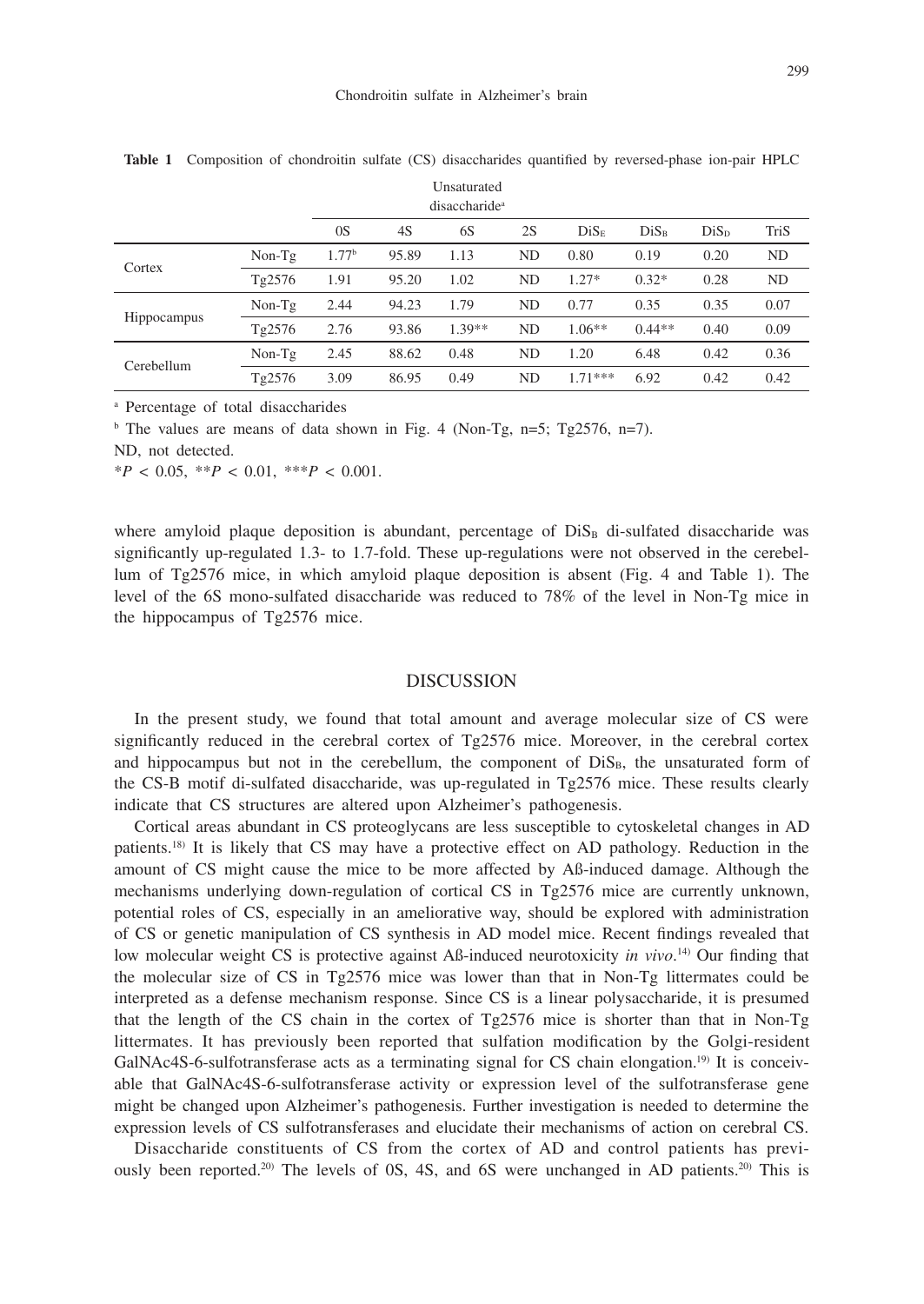**Table 1** Composition of chondroitin sulfate (CS) disaccharides quantified by reversed-phase ion-pair HPLC

| | | Unsaturated disaccharide[a] | | | | | | | |
|---|---|---|---|---|---|---|---|---|---|
| | | 0S | 4S | 6S | 2S | $DiS_E$ | $DiS_B$ | $DiS_D$ | TriS |
| Cortex | Non-Tg | 1.77[b] | 95.89 | 1.13 | ND | 0.80 | 0.19 | 0.20 | ND |
| | Tg2576 | 1.91 | 95.20 | 1.02 | ND | 1.27* | 0.32* | 0.28 | ND |
| Hippocampus | Non-Tg | 2.44 | 94.23 | 1.79 | ND | 0.77 | 0.35 | 0.35 | 0.07 |
| | Tg2576 | 2.76 | 93.86 | 1.39** | ND | 1.06** | 0.44** | 0.40 | 0.09 |
| Cerebellum | Non-Tg | 2.45 | 88.62 | 0.48 | ND | 1.20 | 6.48 | 0.42 | 0.36 |
| | Tg2576 | 3.09 | 86.95 | 0.49 | ND | 1.71*** | 6.92 | 0.42 | 0.42 |

[a] Percentage of total disaccharides

[b] The values are means of data shown in Fig. 4 (Non-Tg, n=5; Tg2576, n=7).

ND, not detected.

*$P < 0.05$, **$P < 0.01$, ***$P < 0.001$.

where amyloid plaque deposition is abundant, percentage of $DiS_B$ di-sulfated disaccharide was significantly up-regulated 1.3- to 1.7-fold. These up-regulations were not observed in the cerebellum of Tg2576 mice, in which amyloid plaque deposition is absent (Fig. 4 and Table 1). The level of the 6S mono-sulfated disaccharide was reduced to 78% of the level in Non-Tg mice in the hippocampus of Tg2576 mice.

## DISCUSSION

In the present study, we found that total amount and average molecular size of CS were significantly reduced in the cerebral cortex of Tg2576 mice. Moreover, in the cerebral cortex and hippocampus but not in the cerebellum, the component of $DiS_B$, the unsaturated form of the CS-B motif di-sulfated disaccharide, was up-regulated in Tg2576 mice. These results clearly indicate that CS structures are altered upon Alzheimer's pathogenesis.

Cortical areas abundant in CS proteoglycans are less susceptible to cytoskeletal changes in AD patients.[18] It is likely that CS may have a protective effect on AD pathology. Reduction in the amount of CS might cause the mice to be more affected by Aß-induced damage. Although the mechanisms underlying down-regulation of cortical CS in Tg2576 mice are currently unknown, potential roles of CS, especially in an ameliorative way, should be explored with administration of CS or genetic manipulation of CS synthesis in AD model mice. Recent findings revealed that low molecular weight CS is protective against Aß-induced neurotoxicity *in vivo*.[14] Our finding that the molecular size of CS in Tg2576 mice was lower than that in Non-Tg littermates could be interpreted as a defense mechanism response. Since CS is a linear polysaccharide, it is presumed that the length of the CS chain in the cortex of Tg2576 mice is shorter than that in Non-Tg littermates. It has previously been reported that sulfation modification by the Golgi-resident GalNAc4S-6-sulfotransferase acts as a terminating signal for CS chain elongation.[19] It is conceivable that GalNAc4S-6-sulfotransferase activity or expression level of the sulfotransferase gene might be changed upon Alzheimer's pathogenesis. Further investigation is needed to determine the expression levels of CS sulfotransferases and elucidate their mechanisms of action on cerebral CS.

Disaccharide constituents of CS from the cortex of AD and control patients has previously been reported.[20] The levels of 0S, 4S, and 6S were unchanged in AD patients.[20] This is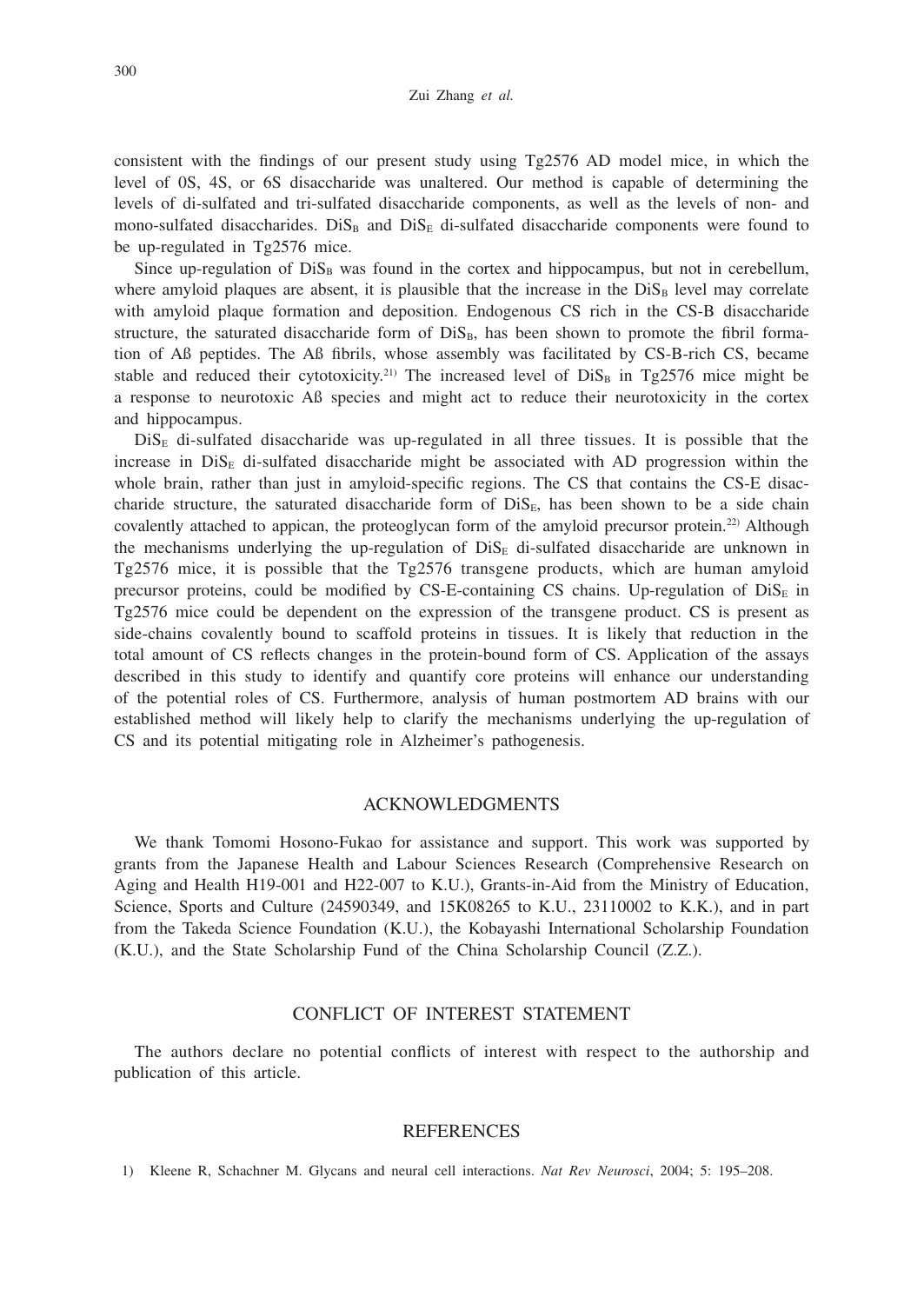consistent with the findings of our present study using Tg2576 AD model mice, in which the level of 0S, 4S, or 6S disaccharide was unaltered. Our method is capable of determining the levels of di-sulfated and tri-sulfated disaccharide components, as well as the levels of non- and mono-sulfated disaccharides. $DiS_B$ and $DiS_E$ di-sulfated disaccharide components were found to be up-regulated in Tg2576 mice.

Since up-regulation of $DiS_B$ was found in the cortex and hippocampus, but not in cerebellum, where amyloid plaques are absent, it is plausible that the increase in the $DiS_B$ level may correlate with amyloid plaque formation and deposition. Endogenous CS rich in the CS-B disaccharide structure, the saturated disaccharide form of $DiS_B$, has been shown to promote the fibril formation of Aß peptides. The Aß fibrils, whose assembly was facilitated by CS-B-rich CS, became stable and reduced their cytotoxicity.[21] The increased level of $DiS_B$ in Tg2576 mice might be a response to neurotoxic Aß species and might act to reduce their neurotoxicity in the cortex and hippocampus.

$DiS_E$ di-sulfated disaccharide was up-regulated in all three tissues. It is possible that the increase in $DiS_E$ di-sulfated disaccharide might be associated with AD progression within the whole brain, rather than just in amyloid-specific regions. The CS that contains the CS-E disaccharide structure, the saturated disaccharide form of $DiS_E$, has been shown to be a side chain covalently attached to appican, the proteoglycan form of the amyloid precursor protein.[22] Although the mechanisms underlying the up-regulation of $DiS_E$ di-sulfated disaccharide are unknown in Tg2576 mice, it is possible that the Tg2576 transgene products, which are human amyloid precursor proteins, could be modified by CS-E-containing CS chains. Up-regulation of $DiS_E$ in Tg2576 mice could be dependent on the expression of the transgene product. CS is present as side-chains covalently bound to scaffold proteins in tissues. It is likely that reduction in the total amount of CS reflects changes in the protein-bound form of CS. Application of the assays described in this study to identify and quantify core proteins will enhance our understanding of the potential roles of CS. Furthermore, analysis of human postmortem AD brains with our established method will likely help to clarify the mechanisms underlying the up-regulation of CS and its potential mitigating role in Alzheimer's pathogenesis.

## ACKNOWLEDGMENTS

We thank Tomomi Hosono-Fukao for assistance and support. This work was supported by grants from the Japanese Health and Labour Sciences Research (Comprehensive Research on Aging and Health H19-001 and H22-007 to K.U.), Grants-in-Aid from the Ministry of Education, Science, Sports and Culture (24590349, and 15K08265 to K.U., 23110002 to K.K.), and in part from the Takeda Science Foundation (K.U.), the Kobayashi International Scholarship Foundation (K.U.), and the State Scholarship Fund of the China Scholarship Council (Z.Z.).

## CONFLICT OF INTEREST STATEMENT

The authors declare no potential conflicts of interest with respect to the authorship and publication of this article.

## REFERENCES

1) Kleene R, Schachner M. Glycans and neural cell interactions. *Nat Rev Neurosci*, 2004; 5: 195–208.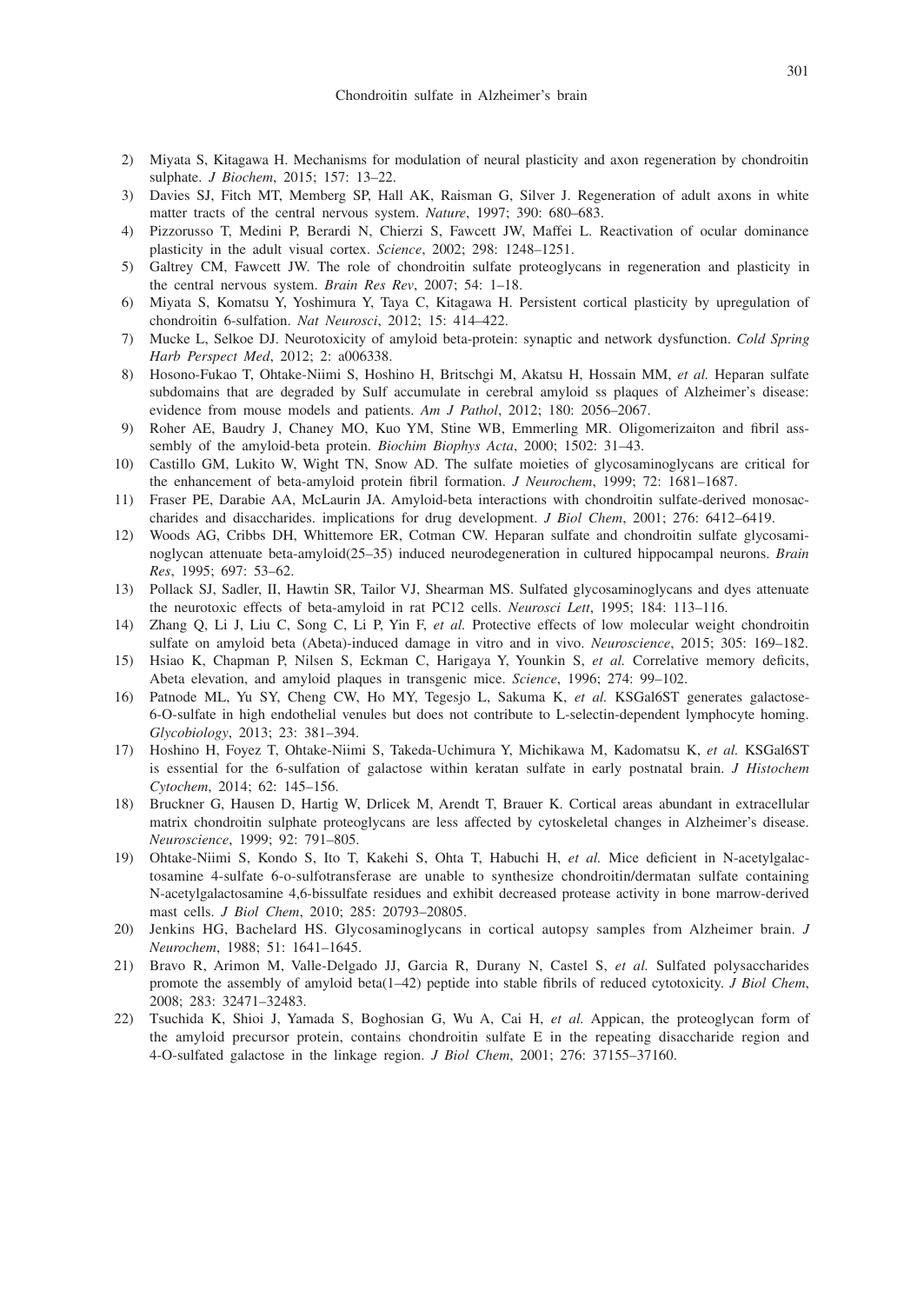2) Miyata S, Kitagawa H. Mechanisms for modulation of neural plasticity and axon regeneration by chondroitin sulphate. *J Biochem*, 2015; 157: 13–22.
3) Davies SJ, Fitch MT, Memberg SP, Hall AK, Raisman G, Silver J. Regeneration of adult axons in white matter tracts of the central nervous system. *Nature*, 1997; 390: 680–683.
4) Pizzorusso T, Medini P, Berardi N, Chierzi S, Fawcett JW, Maffei L. Reactivation of ocular dominance plasticity in the adult visual cortex. *Science*, 2002; 298: 1248–1251.
5) Galtrey CM, Fawcett JW. The role of chondroitin sulfate proteoglycans in regeneration and plasticity in the central nervous system. *Brain Res Rev*, 2007; 54: 1–18.
6) Miyata S, Komatsu Y, Yoshimura Y, Taya C, Kitagawa H. Persistent cortical plasticity by upregulation of chondroitin 6-sulfation. *Nat Neurosci*, 2012; 15: 414–422.
7) Mucke L, Selkoe DJ. Neurotoxicity of amyloid beta-protein: synaptic and network dysfunction. *Cold Spring Harb Perspect Med*, 2012; 2: a006338.
8) Hosono-Fukao T, Ohtake-Niimi S, Hoshino H, Britschgi M, Akatsu H, Hossain MM, *et al.* Heparan sulfate subdomains that are degraded by Sulf accumulate in cerebral amyloid ss plaques of Alzheimer's disease: evidence from mouse models and patients. *Am J Pathol*, 2012; 180: 2056–2067.
9) Roher AE, Baudry J, Chaney MO, Kuo YM, Stine WB, Emmerling MR. Oligomerizaiton and fibril asssembly of the amyloid-beta protein. *Biochim Biophys Acta*, 2000; 1502: 31–43.
10) Castillo GM, Lukito W, Wight TN, Snow AD. The sulfate moieties of glycosaminoglycans are critical for the enhancement of beta-amyloid protein fibril formation. *J Neurochem*, 1999; 72: 1681–1687.
11) Fraser PE, Darabie AA, McLaurin JA. Amyloid-beta interactions with chondroitin sulfate-derived monosaccharides and disaccharides. implications for drug development. *J Biol Chem*, 2001; 276: 6412–6419.
12) Woods AG, Cribbs DH, Whittemore ER, Cotman CW. Heparan sulfate and chondroitin sulfate glycosaminoglycan attenuate beta-amyloid(25–35) induced neurodegeneration in cultured hippocampal neurons. *Brain Res*, 1995; 697: 53–62.
13) Pollack SJ, Sadler, II, Hawtin SR, Tailor VJ, Shearman MS. Sulfated glycosaminoglycans and dyes attenuate the neurotoxic effects of beta-amyloid in rat PC12 cells. *Neurosci Lett*, 1995; 184: 113–116.
14) Zhang Q, Li J, Liu C, Song C, Li P, Yin F, *et al.* Protective effects of low molecular weight chondroitin sulfate on amyloid beta (Abeta)-induced damage in vitro and in vivo. *Neuroscience*, 2015; 305: 169–182.
15) Hsiao K, Chapman P, Nilsen S, Eckman C, Harigaya Y, Younkin S, *et al.* Correlative memory deficits, Abeta elevation, and amyloid plaques in transgenic mice. *Science*, 1996; 274: 99–102.
16) Patnode ML, Yu SY, Cheng CW, Ho MY, Tegesjo L, Sakuma K, *et al.* KSGal6ST generates galactose-6-O-sulfate in high endothelial venules but does not contribute to L-selectin-dependent lymphocyte homing. *Glycobiology*, 2013; 23: 381–394.
17) Hoshino H, Foyez T, Ohtake-Niimi S, Takeda-Uchimura Y, Michikawa M, Kadomatsu K, *et al.* KSGal6ST is essential for the 6-sulfation of galactose within keratan sulfate in early postnatal brain. *J Histochem Cytochem*, 2014; 62: 145–156.
18) Bruckner G, Hausen D, Hartig W, Drlicek M, Arendt T, Brauer K. Cortical areas abundant in extracellular matrix chondroitin sulphate proteoglycans are less affected by cytoskeletal changes in Alzheimer's disease. *Neuroscience*, 1999; 92: 791–805.
19) Ohtake-Niimi S, Kondo S, Ito T, Kakehi S, Ohta T, Habuchi H, *et al.* Mice deficient in N-acetylgalactosamine 4-sulfate 6-o-sulfotransferase are unable to synthesize chondroitin/dermatan sulfate containing N-acetylgalactosamine 4,6-bissulfate residues and exhibit decreased protease activity in bone marrow-derived mast cells. *J Biol Chem*, 2010; 285: 20793–20805.
20) Jenkins HG, Bachelard HS. Glycosaminoglycans in cortical autopsy samples from Alzheimer brain. *J Neurochem*, 1988; 51: 1641–1645.
21) Bravo R, Arimon M, Valle-Delgado JJ, Garcia R, Durany N, Castel S, *et al.* Sulfated polysaccharides promote the assembly of amyloid beta(1–42) peptide into stable fibrils of reduced cytotoxicity. *J Biol Chem*, 2008; 283: 32471–32483.
22) Tsuchida K, Shioi J, Yamada S, Boghosian G, Wu A, Cai H, *et al.* Appican, the proteoglycan form of the amyloid precursor protein, contains chondroitin sulfate E in the repeating disaccharide region and 4-O-sulfated galactose in the linkage region. *J Biol Chem*, 2001; 276: 37155–37160.